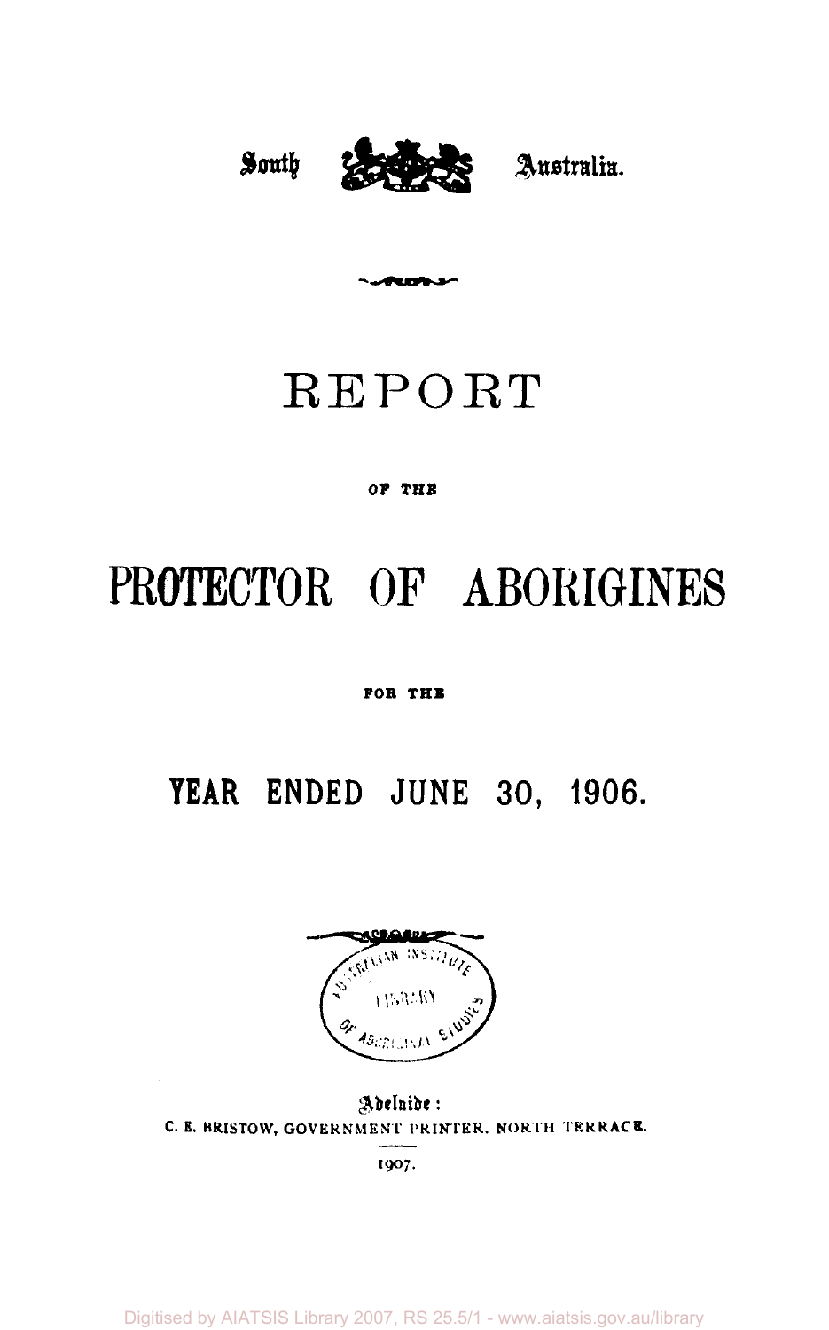South Australia.

# REPORT

OF THE

# PROTECTOR OF ABORIGINES

FOR THE

## YEAR ENDED JUNE 30, 1906.

Adelaide:
C. E. BRISTOW, GOVERNMENT PRINTER, NORTH TERRACE.

1907.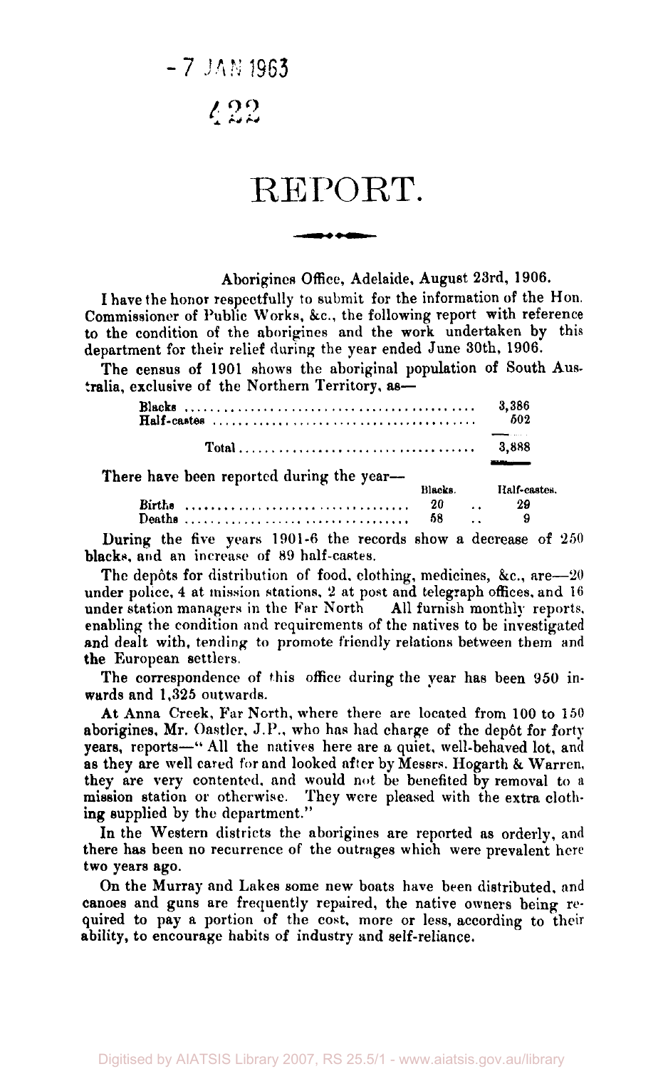# REPORT.

Aborigines Office, Adelaide, August 23rd, 1906.

I have the honor respectfully to submit for the information of the Hon. Commissioner of Public Works, &c., the following report with reference to the condition of the aborigines and the work undertaken by this department for their relief during the year ended June 30th, 1906.

The census of 1901 shows the aboriginal population of South Australia, exclusive of the Northern Territory, as—

| | |
|---|---|
| Blacks | 3,386 |
| Half-castes | 502 |
| Total | 3,888 |

There have been reported during the year—

| | Blacks. | Half-castes. |
|---|---|---|
| Births | 20 | 29 |
| Deaths | 58 | 9 |

During the five years 1901-6 the records show a decrease of 250 blacks, and an increase of 89 half-castes.

The depôts for distribution of food, clothing, medicines, &c., are—20 under police, 4 at mission stations, 2 at post and telegraph offices, and 16 under station managers in the Far North All furnish monthly reports, enabling the condition and requirements of the natives to be investigated and dealt with, tending to promote friendly relations between them and the European settlers.

The correspondence of this office during the year has been 950 inwards and 1,325 outwards.

At Anna Creek, Far North, where there are located from 100 to 150 aborigines, Mr. Oastler, J.P., who has had charge of the depôt for forty years, reports—"All the natives here are a quiet, well-behaved lot, and as they are well cared for and looked after by Messrs. Hogarth & Warren, they are very contented, and would not be benefited by removal to a mission station or otherwise. They were pleased with the extra clothing supplied by the department."

In the Western districts the aborigines are reported as orderly, and there has been no recurrence of the outrages which were prevalent here two years ago.

On the Murray and Lakes some new boats have been distributed, and canoes and guns are frequently repaired, the native owners being required to pay a portion of the cost, more or less, according to their ability, to encourage habits of industry and self-reliance.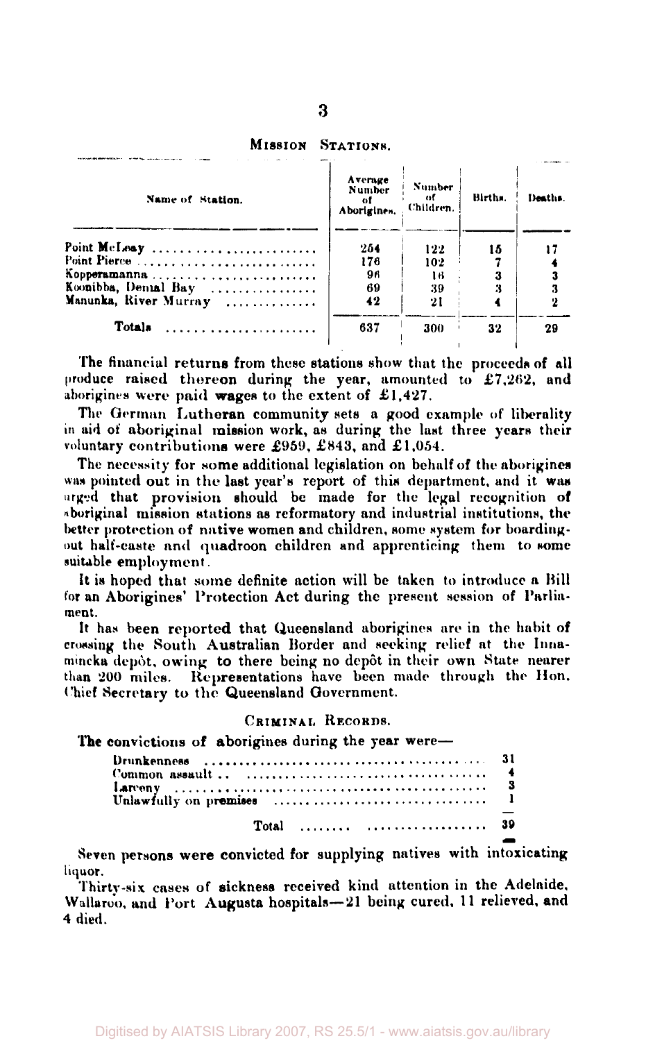## Mission Stations.

| Name of Station. | Average Number of Aborigines. | Number of Children. | Births. | Deaths. |
|---|---|---|---|---|
| Point McLeay | 254 | 122 | 15 | 17 |
| Point Pierce | 176 | 102 | 7 | 4 |
| Kopperamanna | 96 | 16 | 3 | 3 |
| Koonibba, Denial Bay | 69 | 39 | 3 | 3 |
| Manunka, River Murray | 42 | 21 | 4 | 2 |
| Totals | 637 | 300 | 32 | 29 |

The financial returns from these stations show that the proceeds of all produce raised thereon during the year, amounted to £7,262, and aborigines were paid wages to the extent of £1,427.

The German Lutheran community sets a good example of liberality in aid of aboriginal mission work, as during the last three years their voluntary contributions were £959, £843, and £1,054.

The necessity for some additional legislation on behalf of the aborigines was pointed out in the last year's report of this department, and it was urged that provision should be made for the legal recognition of aboriginal mission stations as reformatory and industrial institutions, the better protection of native women and children, some system for boarding-out half-caste and quadroon children and apprenticing them to some suitable employment.

It is hoped that some definite action will be taken to introduce a Bill for an Aborigines' Protection Act during the present session of Parliament.

It has been reported that Queensland aborigines are in the habit of crossing the South Australian Border and seeking relief at the Innamincka depôt, owing to there being no depôt in their own State nearer than 200 miles. Representations have been made through the Hon. Chief Secretary to the Queensland Government.

### Criminal Records.

The convictions of aborigines during the year were—

| | |
|---|---|
| Drunkenness | 31 |
| Common assault | 4 |
| Larceny | 3 |
| Unlawfully on premises | 1 |
| Total | 39 |

Seven persons were convicted for supplying natives with intoxicating liquor.

Thirty-six cases of sickness received kind attention in the Adelaide, Wallaroo, and Port Augusta hospitals—21 being cured, 11 relieved, and 4 died.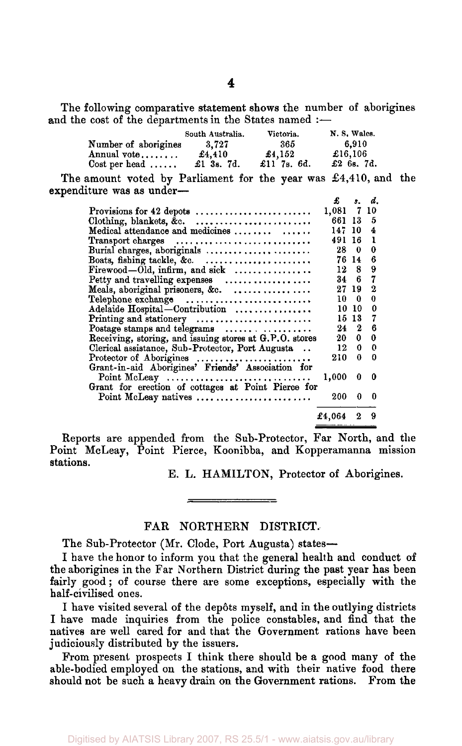The following comparative statement shows the number of aborigines and the cost of the departments in the States named :—

| | South Australia. | Victoria. | N. S. Wales. |
|---|---|---|---|
| Number of aborigines | 3,727 | 365 | 6,910 |
| Annual vote........ | £4,410 | £4,152 | £16,106 |
| Cost per head ...... | £1 3s. 7d. | £11 7s. 6d. | £2 6s. 7d. |

The amount voted by Parliament for the year was £4,410, and the expenditure was as under—

| | £ | s. | d. |
|---|---|---|---|
| Provisions for 42 depots ........................ | 1,081 | 7 | 10 |
| Clothing, blankets, &c. ........................ | 661 | 13 | 5 |
| Medical attendance and medicines ........ ...... | 147 | 10 | 4 |
| Transport charges ............................ | 491 | 16 | 1 |
| Burial charges, aboriginals ...................... | 28 | 0 | 0 |
| Boats, fishing tackle, &c. ...................... | 76 | 14 | 6 |
| Firewood—Old, infirm, and sick ................ | 12 | 8 | 9 |
| Petty and travelling expenses .................. | 34 | 6 | 7 |
| Meals, aboriginal prisoners, &c. ................ | 27 | 19 | 2 |
| Telephone exchange .......................... | 10 | 0 | 0 |
| Adelaide Hospital—Contribution ................ | 10 | 10 | 0 |
| Printing and stationery ........................ | 15 | 13 | 7 |
| Postage stamps and telegrams .................. | 24 | 2 | 6 |
| Receiving, storing, and issuing stores at G.P.O. stores | 20 | 0 | 0 |
| Clerical assistance, Sub-Protector, Port Augusta .. | 12 | 0 | 0 |
| Protector of Aborigines ........................ | 210 | 0 | 0 |
| Grant-in-aid Aborigines' Friends' Association for Point McLeay .............................. | 1,000 | 0 | 0 |
| Grant for erection of cottages at Point Pierce for Point McLeay natives ........................ | 200 | 0 | 0 |
| | £4,064 | 2 | 9 |

Reports are appended from the Sub-Protector, Far North, and the Point McLeay, Point Pierce, Koonibba, and Kopperamanna mission stations.

E. L. HAMILTON, Protector of Aborigines.

---

## FAR NORTHERN DISTRICT.

The Sub-Protector (Mr. Clode, Port Augusta) states—

I have the honor to inform you that the general health and conduct of the aborigines in the Far Northern District during the past year has been fairly good; of course there are some exceptions, especially with the half-civilised ones.

I have visited several of the depôts myself, and in the outlying districts I have made inquiries from the police constables, and find that the natives are well cared for and that the Government rations have been judiciously distributed by the issuers.

From present prospects I think there should be a good many of the able-bodied employed on the stations, and with their native food there should not be such a heavy drain on the Government rations. From the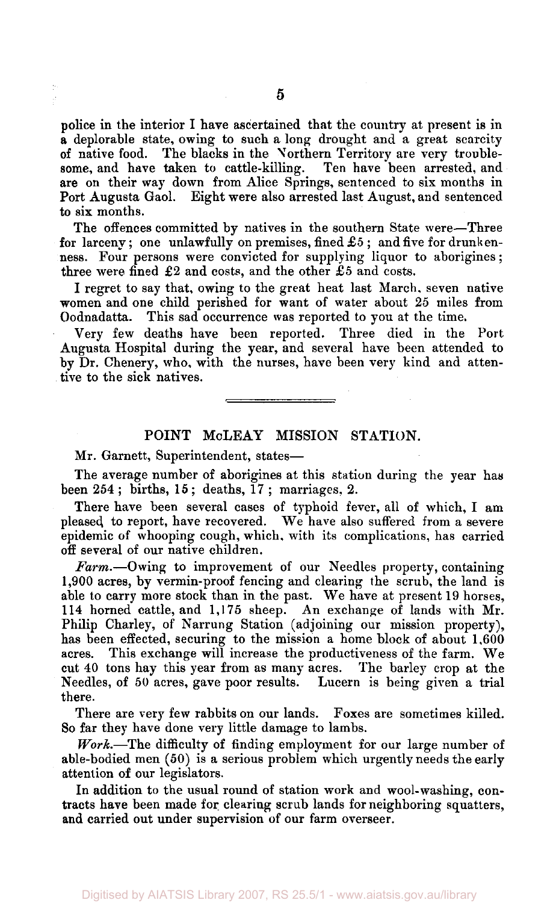police in the interior I have ascertained that the country at present is in a deplorable state, owing to such a long drought and a great scarcity of native food. The blacks in the Northern Territory are very troublesome, and have taken to cattle-killing. Ten have been arrested, and are on their way down from Alice Springs, sentenced to six months in Port Augusta Gaol. Eight were also arrested last August, and sentenced to six months.

The offences committed by natives in the southern State were—Three for larceny; one unlawfully on premises, fined £5; and five for drunkenness. Four persons were convicted for supplying liquor to aborigines; three were fined £2 and costs, and the other £5 and costs.

I regret to say that, owing to the great heat last March, seven native women and one child perished for want of water about 25 miles from Oodnadatta. This sad occurrence was reported to you at the time.

Very few deaths have been reported. Three died in the Port Augusta Hospital during the year, and several have been attended to by Dr. Chenery, who, with the nurses, have been very kind and attentive to the sick natives.

---

## POINT McLEAY MISSION STATION.

Mr. Garnett, Superintendent, states—

The average number of aborigines at this station during the year has been 254; births, 15; deaths, 17; marriages, 2.

There have been several cases of typhoid fever, all of which, I am pleased to report, have recovered. We have also suffered from a severe epidemic of whooping cough, which, with its complications, has carried off several of our native children.

*Farm.*—Owing to improvement of our Needles property, containing 1,900 acres, by vermin-proof fencing and clearing the scrub, the land is able to carry more stock than in the past. We have at present 19 horses, 114 horned cattle, and 1,175 sheep. An exchange of lands with Mr. Philip Charley, of Narrung Station (adjoining our mission property), has been effected, securing to the mission a home block of about 1,600 acres. This exchange will increase the productiveness of the farm. We cut 40 tons hay this year from as many acres. The barley crop at the Needles, of 50 acres, gave poor results. Lucern is being given a trial there.

There are very few rabbits on our lands. Foxes are sometimes killed. So far they have done very little damage to lambs.

*Work.*—The difficulty of finding employment for our large number of able-bodied men (50) is a serious problem which urgently needs the early attention of our legislators.

In addition to the usual round of station work and wool-washing, contracts have been made for clearing scrub lands for neighboring squatters, and carried out under supervision of our farm overseer.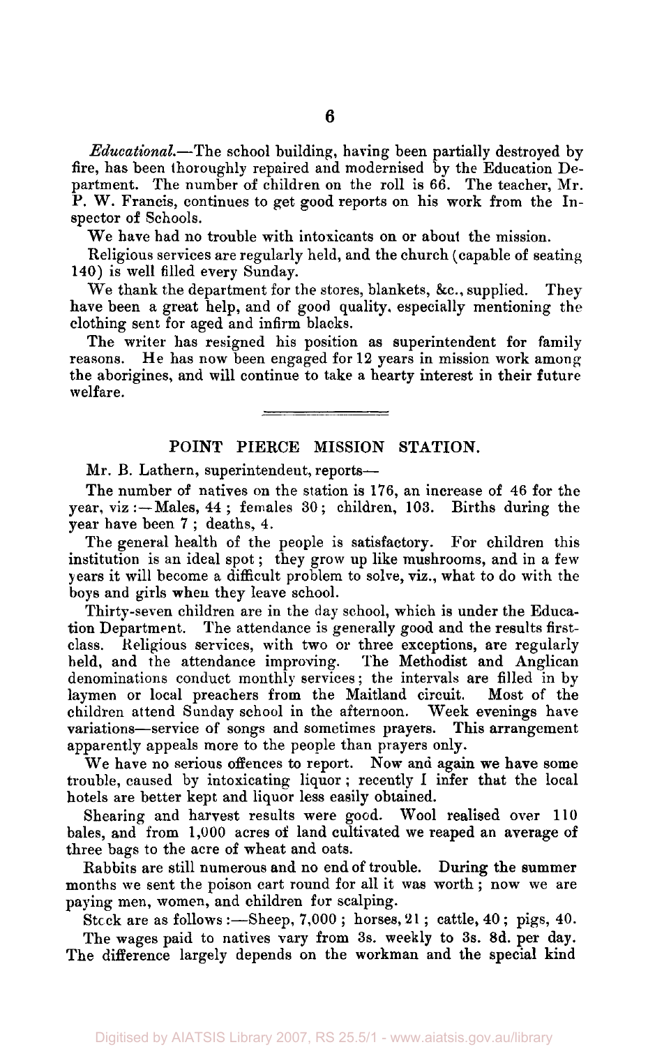*Educational.*—The school building, having been partially destroyed by fire, has been thoroughly repaired and modernised by the Education Department. The number of children on the roll is 66. The teacher, Mr. P. W. Francis, continues to get good reports on his work from the Inspector of Schools.

We have had no trouble with intoxicants on or about the mission.

Religious services are regularly held, and the church (capable of seating 140) is well filled every Sunday.

We thank the department for the stores, blankets, &c., supplied. They have been a great help, and of good quality, especially mentioning the clothing sent for aged and infirm blacks.

The writer has resigned his position as superintendent for family reasons. He has now been engaged for 12 years in mission work among the aborigines, and will continue to take a hearty interest in their future welfare.

---

## POINT PIERCE MISSION STATION.

Mr. B. Lathern, superintendent, reports—

The number of natives on the station is 176, an increase of 46 for the year, viz :—Males, 44 ; females 30 ; children, 103. Births during the year have been 7 ; deaths, 4.

The general health of the people is satisfactory. For children this institution is an ideal spot ; they grow up like mushrooms, and in a few years it will become a difficult problem to solve, viz., what to do with the boys and girls when they leave school.

Thirty-seven children are in the day school, which is under the Education Department. The attendance is generally good and the results first-class. Religious services, with two or three exceptions, are regularly held, and the attendance improving. The Methodist and Anglican denominations conduct monthly services; the intervals are filled in by laymen or local preachers from the Maitland circuit. Most of the children attend Sunday school in the afternoon. Week evenings have variations—service of songs and sometimes prayers. This arrangement apparently appeals more to the people than prayers only.

We have no serious offences to report. Now and again we have some trouble, caused by intoxicating liquor ; recently I infer that the local hotels are better kept and liquor less easily obtained.

Shearing and harvest results were good. Wool realised over 110 bales, and from 1,000 acres of land cultivated we reaped an average of three bags to the acre of wheat and oats.

Rabbits are still numerous and no end of trouble. During the summer months we sent the poison cart round for all it was worth ; now we are paying men, women, and children for scalping.

Stock are as follows :—Sheep, 7,000 ; horses, 21 ; cattle, 40 ; pigs, 40.

The wages paid to natives vary from 3s. weekly to 3s. 8d. per day. The difference largely depends on the workman and the special kind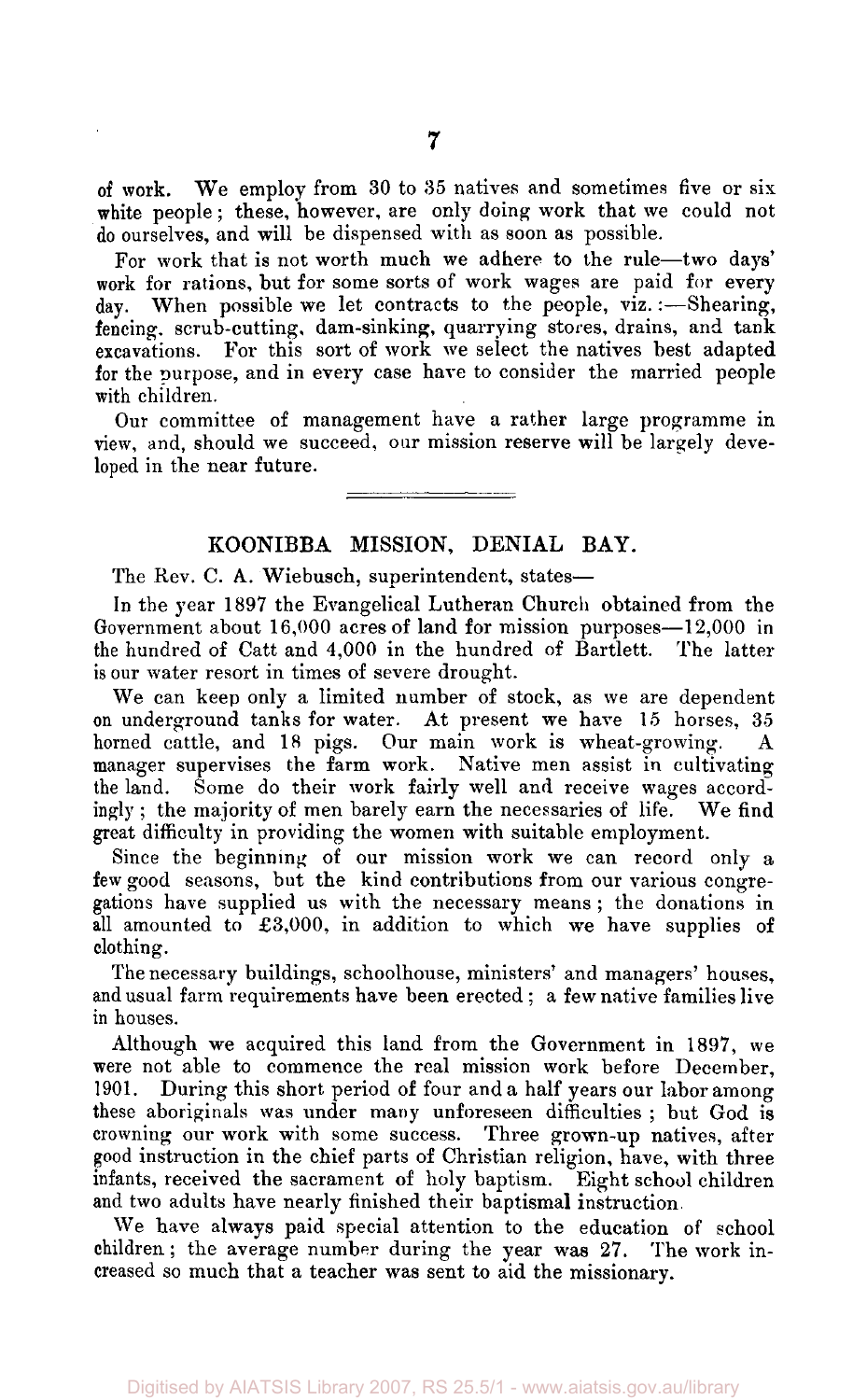of work. We employ from 30 to 35 natives and sometimes five or six white people; these, however, are only doing work that we could not do ourselves, and will be dispensed with as soon as possible.

For work that is not worth much we adhere to the rule—two days' work for rations, but for some sorts of work wages are paid for every day. When possible we let contracts to the people, viz.:—Shearing, fencing, scrub-cutting, dam-sinking, quarrying stones, drains, and tank excavations. For this sort of work we select the natives best adapted for the purpose, and in every case have to consider the married people with children.

Our committee of management have a rather large programme in view, and, should we succeed, our mission reserve will be largely developed in the near future.

---

## KOONIBBA MISSION, DENIAL BAY.

The Rev. C. A. Wiebusch, superintendent, states—

In the year 1897 the Evangelical Lutheran Church obtained from the Government about 16,000 acres of land for mission purposes—12,000 in the hundred of Catt and 4,000 in the hundred of Bartlett. The latter is our water resort in times of severe drought.

We can keep only a limited number of stock, as we are dependent on underground tanks for water. At present we have 15 horses, 35 horned cattle, and 18 pigs. Our main work is wheat-growing. A manager supervises the farm work. Native men assist in cultivating the land. Some do their work fairly well and receive wages accordingly; the majority of men barely earn the necessaries of life. We find great difficulty in providing the women with suitable employment.

Since the beginning of our mission work we can record only a few good seasons, but the kind contributions from our various congregations have supplied us with the necessary means; the donations in all amounted to £3,000, in addition to which we have supplies of clothing.

The necessary buildings, schoolhouse, ministers' and managers' houses, and usual farm requirements have been erected; a few native families live in houses.

Although we acquired this land from the Government in 1897, we were not able to commence the real mission work before December, 1901. During this short period of four and a half years our labor among these aboriginals was under many unforeseen difficulties; but God is crowning our work with some success. Three grown-up natives, after good instruction in the chief parts of Christian religion, have, with three infants, received the sacrament of holy baptism. Eight school children and two adults have nearly finished their baptismal instruction.

We have always paid special attention to the education of school children; the average number during the year was 27. The work increased so much that a teacher was sent to aid the missionary.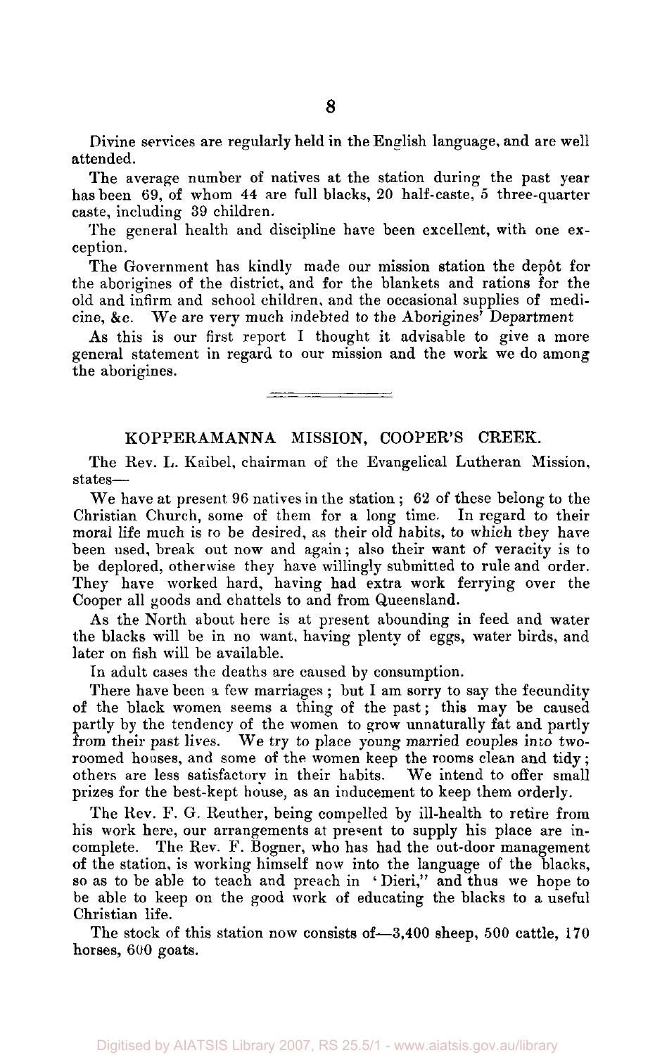Divine services are regularly held in the English language, and are well attended.

The average number of natives at the station during the past year has been 69, of whom 44 are full blacks, 20 half-caste, 5 three-quarter caste, including 39 children.

The general health and discipline have been excellent, with one exception.

The Government has kindly made our mission station the depôt for the aborigines of the district, and for the blankets and rations for the old and infirm and school children, and the occasional supplies of medicine, &c. We are very much indebted to the Aborigines' Department

As this is our first report I thought it advisable to give a more general statement in regard to our mission and the work we do among the aborigines.

---

## KOPPERAMANNA MISSION, COOPER'S CREEK.

The Rev. L. Kaibel, chairman of the Evangelical Lutheran Mission, states—

We have at present 96 natives in the station; 62 of these belong to the Christian Church, some of them for a long time. In regard to their moral life much is to be desired, as their old habits, to which they have been used, break out now and again; also their want of veracity is to be deplored, otherwise they have willingly submitted to rule and order. They have worked hard, having had extra work ferrying over the Cooper all goods and chattels to and from Queensland.

As the North about here is at present abounding in feed and water the blacks will be in no want, having plenty of eggs, water birds, and later on fish will be available.

In adult cases the deaths are caused by consumption.

There have been a few marriages; but I am sorry to say the fecundity of the black women seems a thing of the past; this may be caused partly by the tendency of the women to grow unnaturally fat and partly from their past lives. We try to place young married couples into two-roomed houses, and some of the women keep the rooms clean and tidy; others are less satisfactory in their habits. We intend to offer small prizes for the best-kept house, as an inducement to keep them orderly.

The Rev. F. G. Reuther, being compelled by ill-health to retire from his work here, our arrangements at present to supply his place are incomplete. The Rev. F. Bogner, who has had the out-door management of the station, is working himself now into the language of the blacks, so as to be able to teach and preach in 'Dieri," and thus we hope to be able to keep on the good work of educating the blacks to a useful Christian life.

The stock of this station now consists of—3,400 sheep, 500 cattle, 170 horses, 600 goats.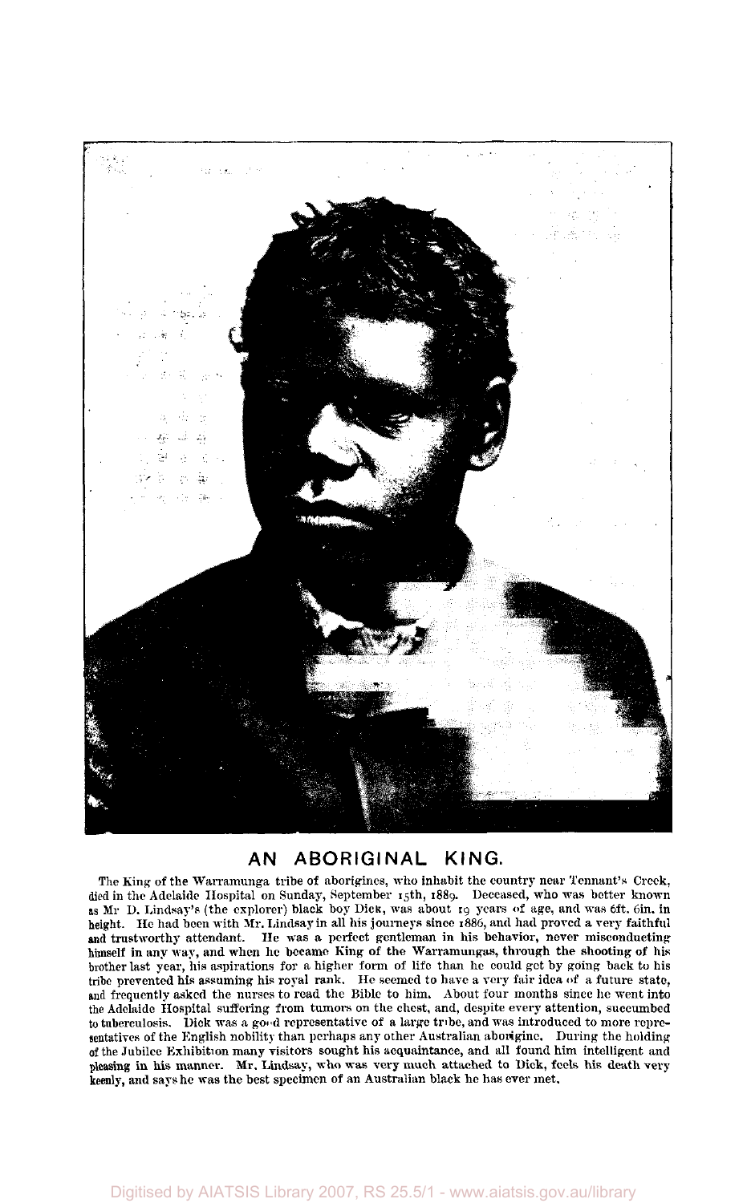## AN ABORIGINAL KING.

The King of the Warramunga tribe of aborigines, who inhabit the country near Tennant's Creek, died in the Adelaide Hospital on Sunday, September 15th, 1889. Deceased, who was better known as Mr D. Lindsay's (the explorer) black boy Dick, was about 19 years of age, and was 6ft. 6in. in height. He had been with Mr. Lindsay in all his journeys since 1886, and had proved a very faithful and trustworthy attendant. He was a perfect gentleman in his behavior, never misconducting himself in any way, and when he became King of the Warramungas, through the shooting of his brother last year, his aspirations for a higher form of life than he could get by going back to his tribe prevented his assuming his royal rank. He seemed to have a very fair idea of a future state, and frequently asked the nurses to read the Bible to him. About four months since he went into the Adelaide Hospital suffering from tumors on the chest, and, despite every attention, succumbed to tuberculosis. Dick was a good representative of a large tribe, and was introduced to more representatives of the English nobility than perhaps any other Australian aborigine. During the holding of the Jubilee Exhibition many visitors sought his acquaintance, and all found him intelligent and pleasing in his manner. Mr. Lindsay, who was very much attached to Dick, feels his death very keenly, and says he was the best specimen of an Australian black he has ever met.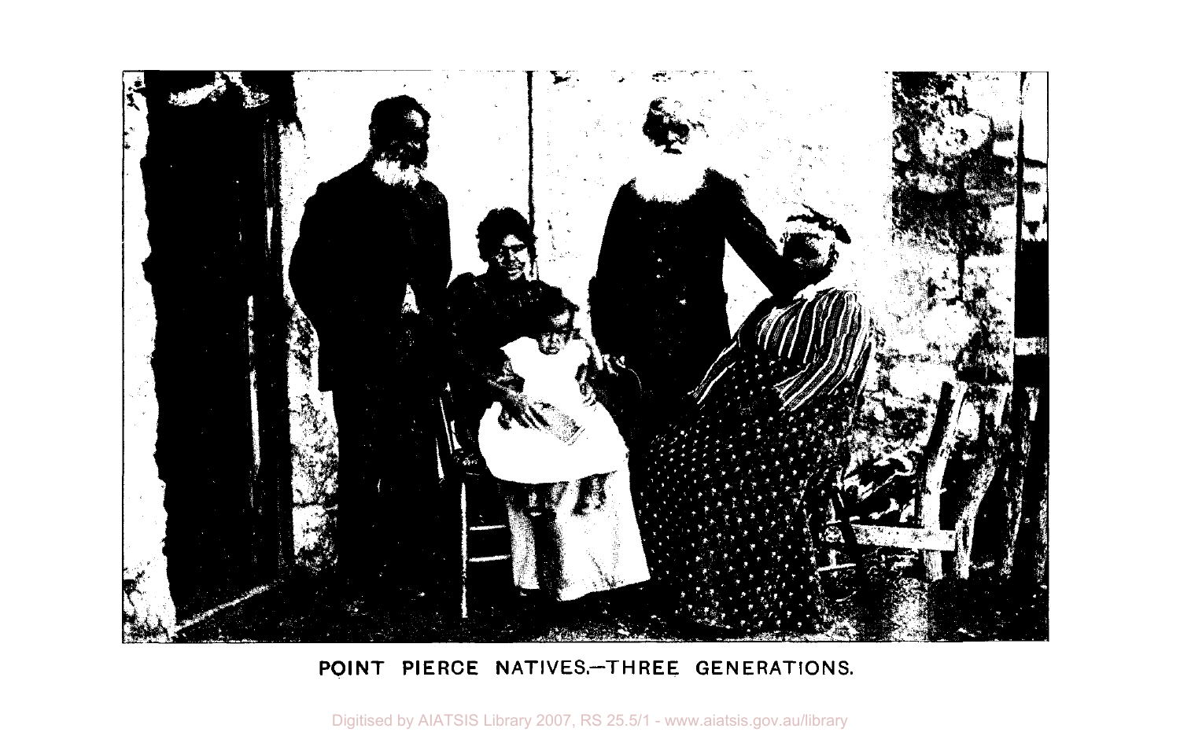POINT PIERCE NATIVES.—THREE GENERATIONS.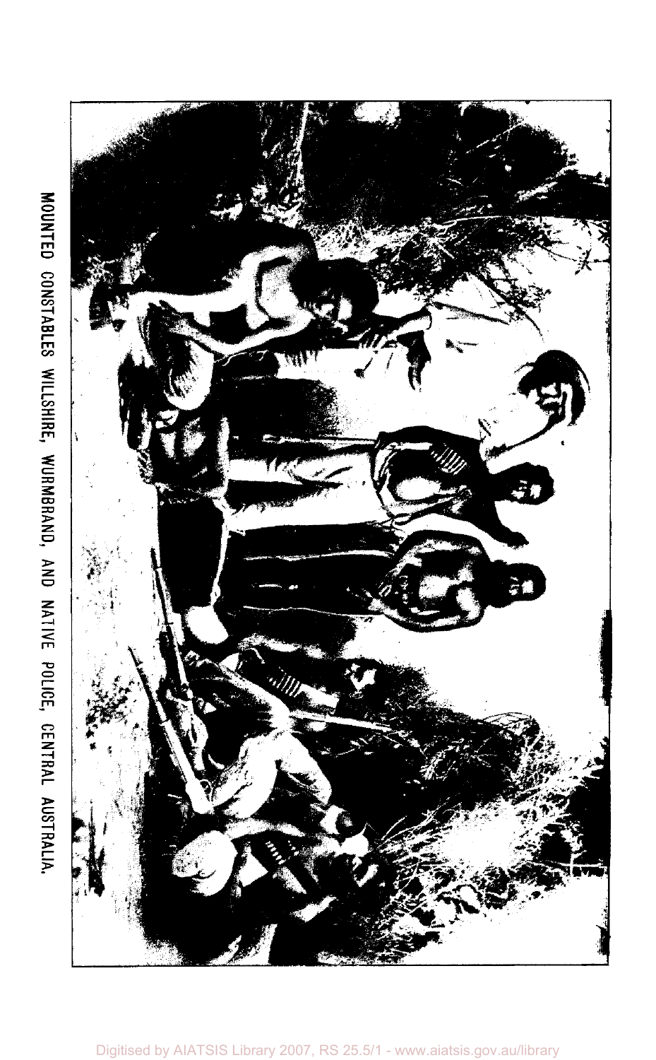MOUNTED CONSTABLES WILLSHIRE, WURMBRAND, AND NATIVE POLICE, CENTRAL AUSTRALIA.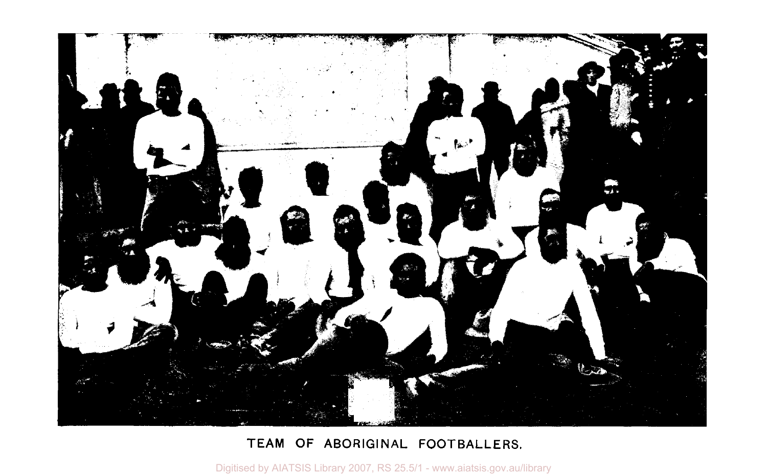TEAM OF ABORIGINAL FOOTBALLERS.